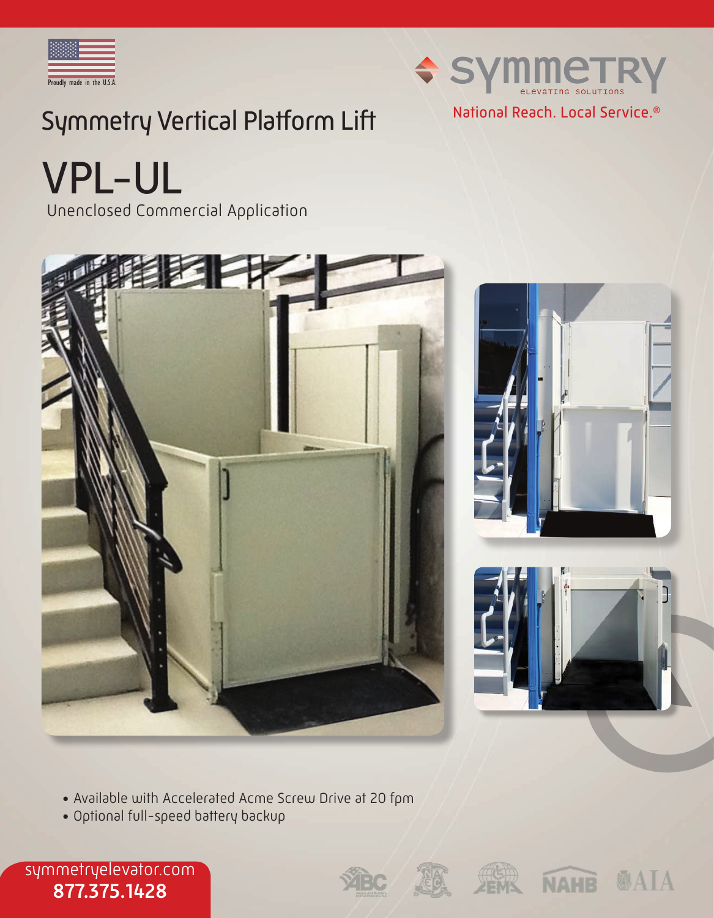Proudly made in the U.S.A.

SYMMETRY ELEVATING SOLUTIONS

National Reach. Local Service.®

# Symmetry Vertical Platform Lift

# VPL-UL

Unenclosed Commercial Application

- Available with Accelerated Acme Screw Drive at 20 fpm
- Optional full-speed battery backup

symmetryelevator.com
**877.375.1428**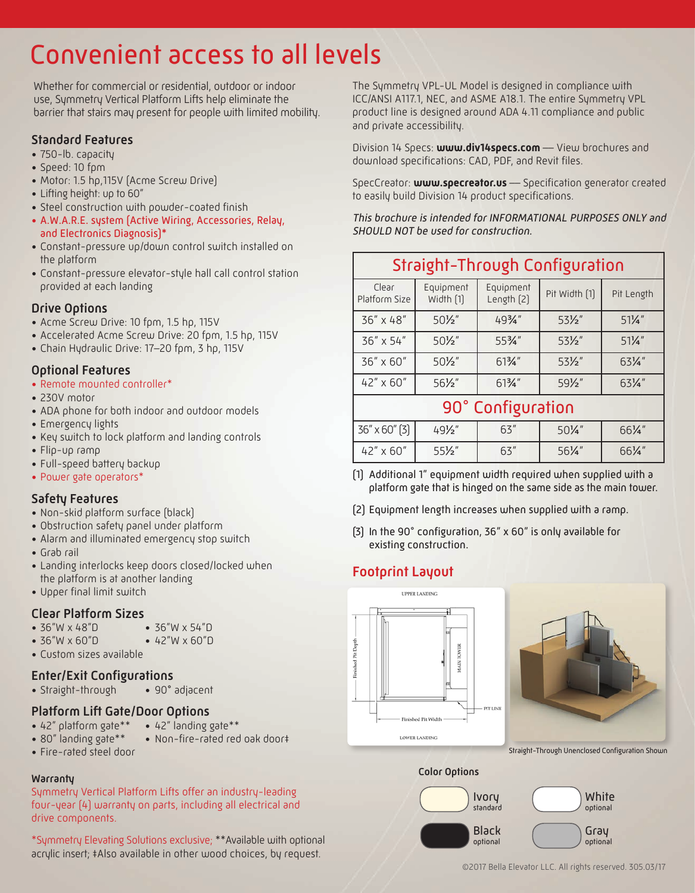# Convenient access to all levels

Whether for commercial or residential, outdoor or indoor use, Symmetry Vertical Platform Lifts help eliminate the barrier that stairs may present for people with limited mobility.

### Standard Features

- 750-lb. capacity
- Speed: 10 fpm
- Motor: 1.5 hp,115V (Acme Screw Drive)
- Lifting height: up to 60"
- Steel construction with powder-coated finish
- A.W.A.R.E. system (Active Wiring, Accessories, Relay, and Electronics Diagnosis)*
- Constant-pressure up/down control switch installed on the platform
- Constant-pressure elevator-style hall call control station provided at each landing

### Drive Options

- Acme Screw Drive: 10 fpm, 1.5 hp, 115V
- Accelerated Acme Screw Drive: 20 fpm, 1.5 hp, 115V
- Chain Hydraulic Drive: 17–20 fpm, 3 hp, 115V

### Optional Features

- Remote mounted controller*
- 230V motor
- ADA phone for both indoor and outdoor models
- Emergency lights
- Key switch to lock platform and landing controls
- Flip-up ramp
- Full-speed battery backup
- Power gate operators*

### Safety Features

- Non-skid platform surface (black)
- Obstruction safety panel under platform
- Alarm and illuminated emergency stop switch
- Grab rail
- Landing interlocks keep doors closed/locked when the platform is at another landing
- Upper final limit switch

### Clear Platform Sizes

- 36"W x 48"D
- 36"W x 54"D
- 36"W x 60"D
- 42"W x 60"D
- Custom sizes available

### Enter/Exit Configurations

- Straight-through
- 90° adjacent

### Platform Lift Gate/Door Options

- 42" platform gate**
- 42" landing gate**
- 80" landing gate**
- Non-fire-rated red oak door‡
- Fire-rated steel door

#### Warranty

Symmetry Vertical Platform Lifts offer an industry-leading four-year (4) warranty on parts, including all electrical and drive components.

*Symmetry Elevating Solutions exclusive; **Available with optional acrylic insert; ‡Also available in other wood choices, by request.

The Symmetry VPL-UL Model is designed in compliance with ICC/ANSI A117.1, NEC, and ASME A18.1. The entire Symmetry VPL product line is designed around ADA 4.11 compliance and public and private accessibility.

Division 14 Specs: **www.div14specs.com** — View brochures and download specifications: CAD, PDF, and Revit files.

SpecCreator: **www.specreator.us** — Specification generator created to easily build Division 14 product specifications.

*This brochure is intended for INFORMATIONAL PURPOSES ONLY and SHOULD NOT be used for construction.*

| Clear Platform Size | Equipment Width (1) | Equipment Length (2) | Pit Width (1) | Pit Length |
|---|---|---|---|---|
| **Straight-Through Configuration** | | | | |
| 36" x 48" | 50½" | 49¾" | 53½" | 51¼" |
| 36" x 54" | 50½" | 55¾" | 53½" | 51¼" |
| 36" x 60" | 50½" | 61¾" | 53½" | 63¼" |
| 42" x 60" | 56½" | 61¾" | 59½" | 63¼" |
| **90° Configuration** | | | | |
| 36" x 60" (3) | 49½" | 63" | 50¼" | 66¼" |
| 42" x 60" | 55½" | 63" | 56¼" | 66¼" |

(1) Additional 1" equipment width required when supplied with a platform gate that is hinged on the same side as the main tower.

(2) Equipment length increases when supplied with a ramp.

(3) In the 90° configuration, 36" x 60" is only available for existing construction.

### Footprint Layout

UPPER LANDING
Finished Pit Depth
MAIN TOWER
PIT LINE
Finished Pit Width
LOWER LANDING

Straight-Through Unenclosed Configuration Shown

#### Color Options

- Ivory – standard
- White – optional
- Black – optional
- Gray – optional

©2017 Bella Elevator LLC. All rights reserved. 305.03/17